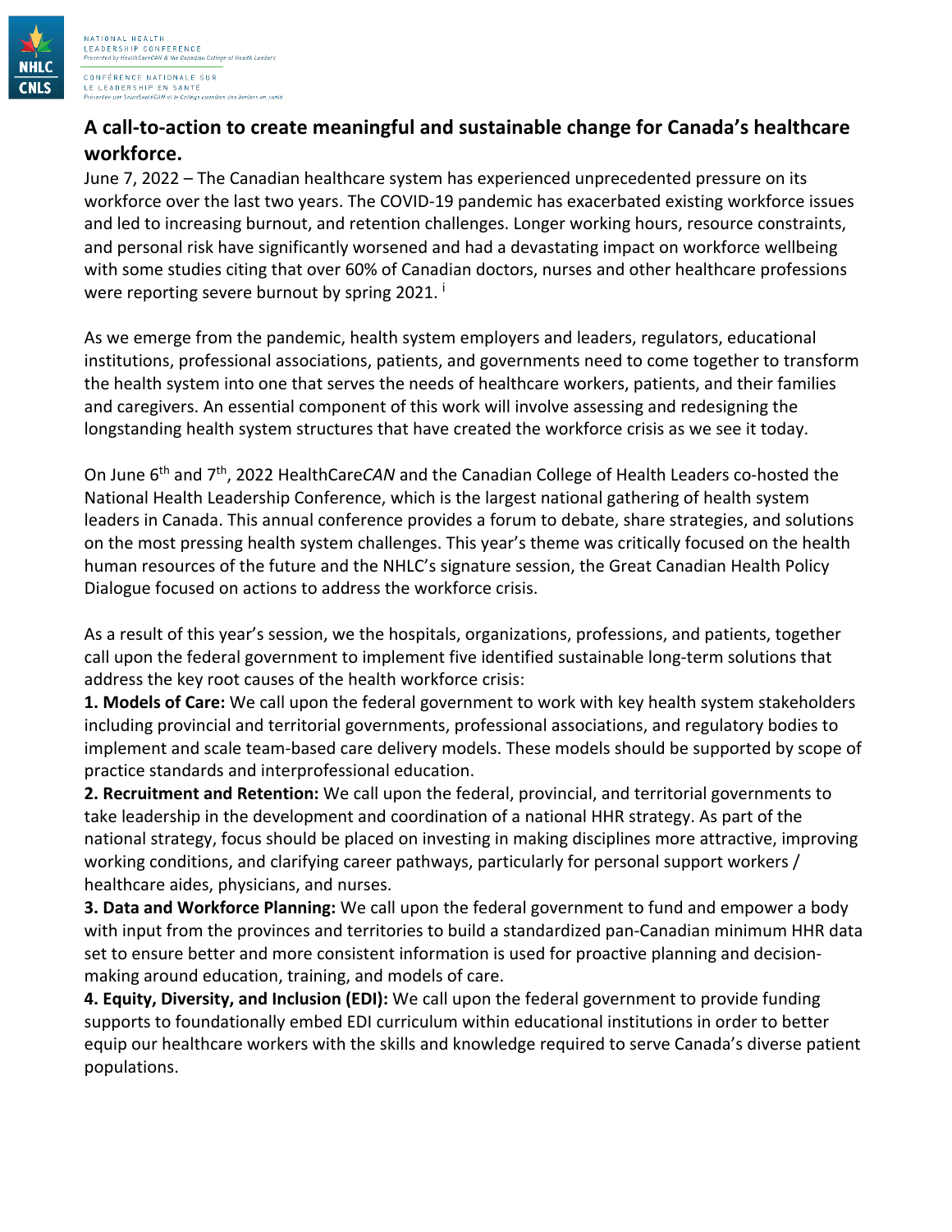# A call-to-action to create meaningful and sustainable change for Canada's healthcare workforce.

June 7, 2022 – The Canadian healthcare system has experienced unprecedented pressure on its workforce over the last two years. The COVID-19 pandemic has exacerbated existing workforce issues and led to increasing burnout, and retention challenges. Longer working hours, resource constraints, and personal risk have significantly worsened and had a devastating impact on workforce wellbeing with some studies citing that over 60% of Canadian doctors, nurses and other healthcare professions were reporting severe burnout by spring 2021. [i]

As we emerge from the pandemic, health system employers and leaders, regulators, educational institutions, professional associations, patients, and governments need to come together to transform the health system into one that serves the needs of healthcare workers, patients, and their families and caregivers. An essential component of this work will involve assessing and redesigning the longstanding health system structures that have created the workforce crisis as we see it today.

On June 6th and 7th, 2022 HealthCare*CAN* and the Canadian College of Health Leaders co-hosted the National Health Leadership Conference, which is the largest national gathering of health system leaders in Canada. This annual conference provides a forum to debate, share strategies, and solutions on the most pressing health system challenges. This year's theme was critically focused on the health human resources of the future and the NHLC's signature session, the Great Canadian Health Policy Dialogue focused on actions to address the workforce crisis.

As a result of this year's session, we the hospitals, organizations, professions, and patients, together call upon the federal government to implement five identified sustainable long-term solutions that address the key root causes of the health workforce crisis:

**1. Models of Care:** We call upon the federal government to work with key health system stakeholders including provincial and territorial governments, professional associations, and regulatory bodies to implement and scale team-based care delivery models. These models should be supported by scope of practice standards and interprofessional education.

**2. Recruitment and Retention:** We call upon the federal, provincial, and territorial governments to take leadership in the development and coordination of a national HHR strategy. As part of the national strategy, focus should be placed on investing in making disciplines more attractive, improving working conditions, and clarifying career pathways, particularly for personal support workers / healthcare aides, physicians, and nurses.

**3. Data and Workforce Planning:** We call upon the federal government to fund and empower a body with input from the provinces and territories to build a standardized pan-Canadian minimum HHR data set to ensure better and more consistent information is used for proactive planning and decision-making around education, training, and models of care.

**4. Equity, Diversity, and Inclusion (EDI):** We call upon the federal government to provide funding supports to foundationally embed EDI curriculum within educational institutions in order to better equip our healthcare workers with the skills and knowledge required to serve Canada's diverse patient populations.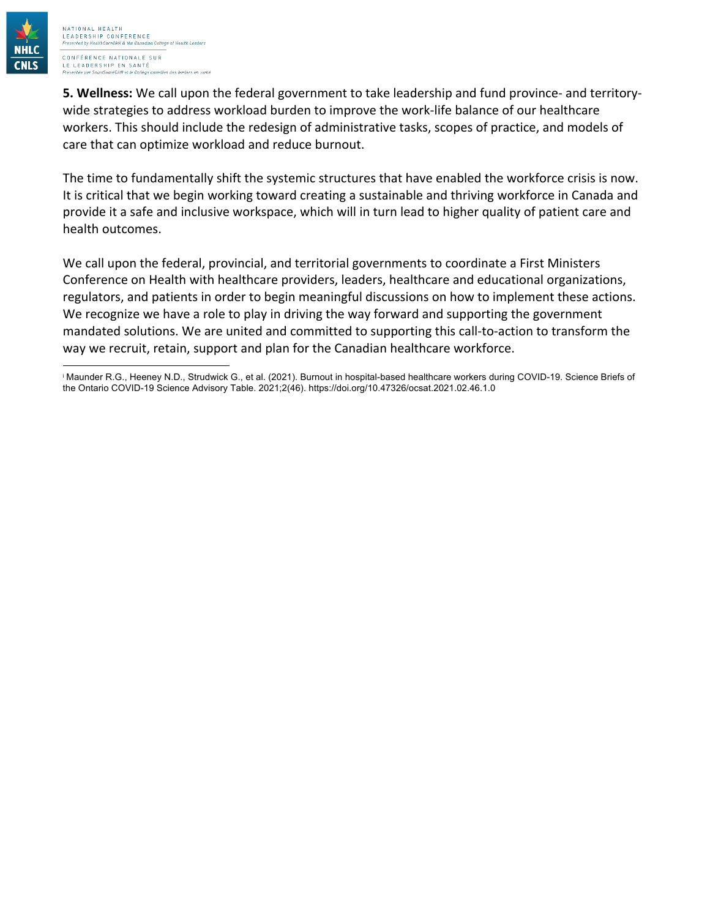**5. Wellness:** We call upon the federal government to take leadership and fund province- and territory-wide strategies to address workload burden to improve the work-life balance of our healthcare workers. This should include the redesign of administrative tasks, scopes of practice, and models of care that can optimize workload and reduce burnout.

The time to fundamentally shift the systemic structures that have enabled the workforce crisis is now. It is critical that we begin working toward creating a sustainable and thriving workforce in Canada and provide it a safe and inclusive workspace, which will in turn lead to higher quality of patient care and health outcomes.

We call upon the federal, provincial, and territorial governments to coordinate a First Ministers Conference on Health with healthcare providers, leaders, healthcare and educational organizations, regulators, and patients in order to begin meaningful discussions on how to implement these actions. We recognize we have a role to play in driving the way forward and supporting the government mandated solutions. We are united and committed to supporting this call-to-action to transform the way we recruit, retain, support and plan for the Canadian healthcare workforce.

---

[i] Maunder R.G., Heeney N.D., Strudwick G., et al. (2021). Burnout in hospital-based healthcare workers during COVID-19. Science Briefs of the Ontario COVID-19 Science Advisory Table. 2021;2(46). https://doi.org/10.47326/ocsat.2021.02.46.1.0